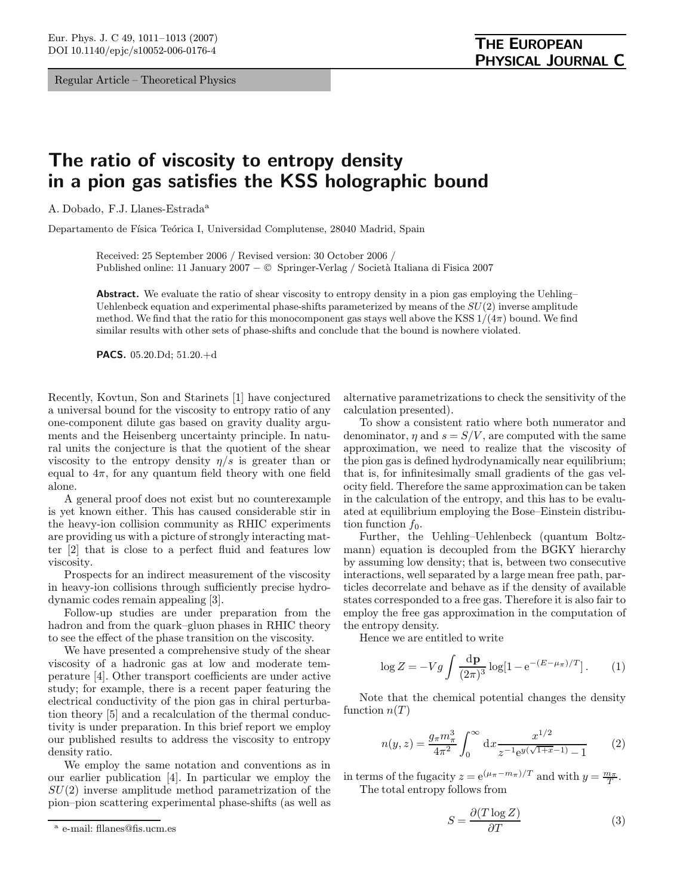Regular Article – Theoretical Physics

# The ratio of viscosity to entropy density in a pion gas satisfies the KSS holographic bound

A. Dobado, F.J. Llanes-Estrada[a]

Departamento de Física Teórica I, Universidad Complutense, 28040 Madrid, Spain

Received: 25 September 2006 / Revised version: 30 October 2006 /
Published online: 11 January 2007 – © Springer-Verlag / Società Italiana di Fisica 2007

**Abstract.** We evaluate the ratio of shear viscosity to entropy density in a pion gas employing the Uehling–Uehlenbeck equation and experimental phase-shifts parameterized by means of the $SU(2)$ inverse amplitude method. We find that the ratio for this monocomponent gas stays well above the KSS $1/(4\pi)$ bound. We find similar results with other sets of phase-shifts and conclude that the bound is nowhere violated.

**PACS.** 05.20.Dd; 51.20.+d

Recently, Kovtun, Son and Starinets [1] have conjectured a universal bound for the viscosity to entropy ratio of any one-component dilute gas based on gravity duality arguments and the Heisenberg uncertainty principle. In natural units the conjecture is that the quotient of the shear viscosity to the entropy density $\eta/s$ is greater than or equal to $4\pi$, for any quantum field theory with one field alone.

A general proof does not exist but no counterexample is yet known either. This has caused considerable stir in the heavy-ion collision community as RHIC experiments are providing us with a picture of strongly interacting matter [2] that is close to a perfect fluid and features low viscosity.

Prospects for an indirect measurement of the viscosity in heavy-ion collisions through sufficiently precise hydrodynamic codes remain appealing [3].

Follow-up studies are under preparation from the hadron and from the quark–gluon phases in RHIC theory to see the effect of the phase transition on the viscosity.

We have presented a comprehensive study of the shear viscosity of a hadronic gas at low and moderate temperature [4]. Other transport coefficients are under active study; for example, there is a recent paper featuring the electrical conductivity of the pion gas in chiral perturbation theory [5] and a recalculation of the thermal conductivity is under preparation. In this brief report we employ our published results to address the viscosity to entropy density ratio.

We employ the same notation and conventions as in our earlier publication [4]. In particular we employ the $SU(2)$ inverse amplitude method parametrization of the pion–pion scattering experimental phase-shifts (as well as alternative parametrizations to check the sensitivity of the calculation presented).

To show a consistent ratio where both numerator and denominator, $\eta$ and $s = S/V$, are computed with the same approximation, we need to realize that the viscosity of the pion gas is defined hydrodynamically near equilibrium; that is, for infinitesimally small gradients of the gas velocity field. Therefore the same approximation can be taken in the calculation of the entropy, and this has to be evaluated at equilibrium employing the Bose–Einstein distribution function $f_0$.

Further, the Uehling–Uehlenbeck (quantum Boltzmann) equation is decoupled from the BGKY hierarchy by assuming low density; that is, between two consecutive interactions, well separated by a large mean free path, particles decorrelate and behave as if the density of available states corresponded to a free gas. Therefore it is also fair to employ the free gas approximation in the computation of the entropy density.

Hence we are entitled to write

$$\log Z = -Vg \int \frac{d\mathbf{p}}{(2\pi)^3} \log[1 - e^{-(E-\mu_\pi)/T}]\,. \qquad (1)$$

Note that the chemical potential changes the density function $n(T)$

$$n(y,z) = \frac{g_\pi m_\pi^3}{4\pi^2} \int_0^\infty dx \frac{x^{1/2}}{z^{-1} e^{y(\sqrt{1+x}-1)} - 1} \qquad (2)$$

in terms of the fugacity $z = e^{(\mu_\pi - m_\pi)/T}$ and with $y = \frac{m_\pi}{T}$.

The total entropy follows from

$$S = \frac{\partial (T \log Z)}{\partial T} \qquad (3)$$

[a] e-mail: fllanes@fis.ucm.es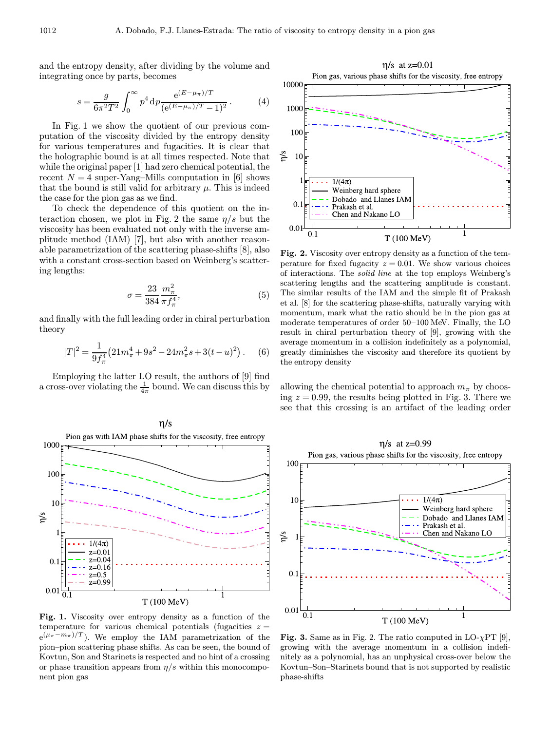and the entropy density, after dividing by the volume and integrating once by parts, becomes

$$s = \frac{g}{6\pi^2 T^2}\int_0^\infty p^4\,\mathrm{d}p \frac{\mathrm{e}^{(E-\mu_\pi)/T}}{(\mathrm{e}^{(E-\mu_\pi)/T}-1)^2}\,. \qquad (4)$$

In Fig. 1 we show the quotient of our previous computation of the viscosity divided by the entropy density for various temperatures and fugacities. It is clear that the holographic bound is at all times respected. Note that while the original paper [1] had zero chemical potential, the recent $N=4$ super-Yang–Mills computation in [6] shows that the bound is still valid for arbitrary $\mu$. This is indeed the case for the pion gas as we find.

To check the dependence of this quotient on the interaction chosen, we plot in Fig. 2 the same $\eta/s$ but the viscosity has been evaluated not only with the inverse amplitude method (IAM) [7], but also with another reasonable parametrization of the scattering phase-shifts [8], also with a constant cross-section based on Weinberg's scattering lengths:

$$\sigma = \frac{23}{384}\frac{m_\pi^2}{\pi f_\pi^4}, \qquad (5)$$

and finally with the full leading order in chiral perturbation theory

$$|T|^2 = \frac{1}{9f_\pi^4}\left(21m_\pi^4 + 9s^2 - 24m_\pi^2 s + 3(t-u)^2\right). \qquad (6)$$

Employing the latter LO result, the authors of [9] find a cross-over violating the $\frac{1}{4\pi}$ bound. We can discuss this by allowing the chemical potential to approach $m_\pi$ by choosing $z = 0.99$, the results being plotted in Fig. 3. There we see that this crossing is an artifact of the leading order

**Fig. 1.** Viscosity over entropy density as a function of the temperature for various chemical potentials (fugacities $z = \mathrm{e}^{(\mu_\pi - m_\pi)/T}$). We employ the IAM parametrization of the pion–pion scattering phase shifts. As can be seen, the bound of Kovtun, Son and Starinets is respected and no hint of a crossing or phase transition appears from $\eta/s$ within this monocomponent pion gas

**Fig. 2.** Viscosity over entropy density as a function of the temperature for fixed fugacity $z = 0.01$. We show various choices of interactions. The *solid line* at the top employs Weinberg's scattering lengths and the scattering amplitude is constant. The similar results of the IAM and the simple fit of Prakash et al. [8] for the scattering phase-shifts, naturally varying with momentum, mark what the ratio should be in the pion gas at moderate temperatures of order 50–100 MeV. Finally, the LO result in chiral perturbation theory of [9], growing with the average momentum in a collision indefinitely as a polynomial, greatly diminishes the viscosity and therefore its quotient by the entropy density

**Fig. 3.** Same as in Fig. 2. The ratio computed in LO-$\chi$PT [9], growing with the average momentum in a collision indefinitely as a polynomial, has an unphysical cross-over below the Kovtun–Son–Starinets bound that is not supported by realistic phase-shifts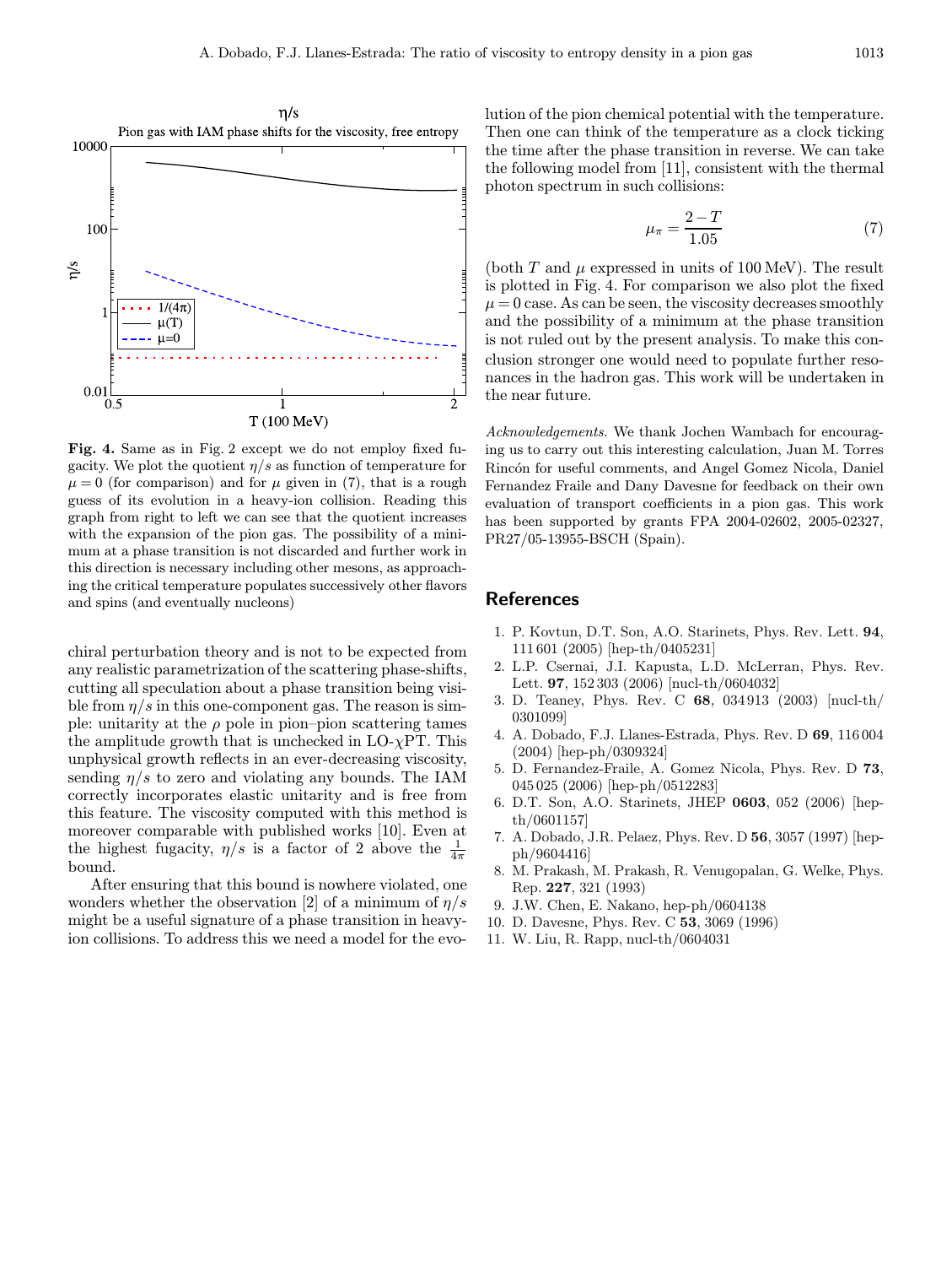η/s

Pion gas with IAM phase shifts for the viscosity, free entropy

10000

100

1

0.01

0.5

1

2

η/s

T (100 MeV)

1/(4π)

μ(T)

μ=0

**Fig. 4.** Same as in Fig. 2 except we do not employ fixed fugacity. We plot the quotient $\eta/s$ as function of temperature for $\mu = 0$ (for comparison) and for $\mu$ given in (7), that is a rough guess of its evolution in a heavy-ion collision. Reading this graph from right to left we can see that the quotient increases with the expansion of the pion gas. The possibility of a minimum at a phase transition is not discarded and further work in this direction is necessary including other mesons, as approaching the critical temperature populates successively other flavors and spins (and eventually nucleons)

chiral perturbation theory and is not to be expected from any realistic parametrization of the scattering phase-shifts, cutting all speculation about a phase transition being visible from $\eta/s$ in this one-component gas. The reason is simple: unitarity at the $\rho$ pole in pion–pion scattering tames the amplitude growth that is unchecked in LO-$\chi$PT. This unphysical growth reflects in an ever-decreasing viscosity, sending $\eta/s$ to zero and violating any bounds. The IAM correctly incorporates elastic unitarity and is free from this feature. The viscosity computed with this method is moreover comparable with published works [10]. Even at the highest fugacity, $\eta/s$ is a factor of 2 above the $\frac{1}{4\pi}$ bound.

After ensuring that this bound is nowhere violated, one wonders whether the observation [2] of a minimum of $\eta/s$ might be a useful signature of a phase transition in heavy-ion collisions. To address this we need a model for the evolution of the pion chemical potential with the temperature. Then one can think of the temperature as a clock ticking the time after the phase transition in reverse. We can take the following model from [11], consistent with the thermal photon spectrum in such collisions:

$$\mu_\pi = \frac{2 - T}{1.05} \tag{7}$$

(both $T$ and $\mu$ expressed in units of 100 MeV). The result is plotted in Fig. 4. For comparison we also plot the fixed $\mu = 0$ case. As can be seen, the viscosity decreases smoothly and the possibility of a minimum at the phase transition is not ruled out by the present analysis. To make this conclusion stronger one would need to populate further resonances in the hadron gas. This work will be undertaken in the near future.

*Acknowledgements.* We thank Jochen Wambach for encouraging us to carry out this interesting calculation, Juan M. Torres Rincón for useful comments, and Angel Gomez Nicola, Daniel Fernandez Fraile and Dany Davesne for feedback on their own evaluation of transport coefficients in a pion gas. This work has been supported by grants FPA 2004-02602, 2005-02327, PR27/05-13955-BSCH (Spain).

## References

1. P. Kovtun, D.T. Son, A.O. Starinets, Phys. Rev. Lett. **94**, 111 601 (2005) [hep-th/0405231]
2. L.P. Csernai, J.I. Kapusta, L.D. McLerran, Phys. Rev. Lett. **97**, 152 303 (2006) [nucl-th/0604032]
3. D. Teaney, Phys. Rev. C **68**, 034 913 (2003) [nucl-th/0301099]
4. A. Dobado, F.J. Llanes-Estrada, Phys. Rev. D **69**, 116 004 (2004) [hep-ph/0309324]
5. D. Fernandez-Fraile, A. Gomez Nicola, Phys. Rev. D **73**, 045 025 (2006) [hep-ph/0512283]
6. D.T. Son, A.O. Starinets, JHEP **0603**, 052 (2006) [hep-th/0601157]
7. A. Dobado, J.R. Pelaez, Phys. Rev. D **56**, 3057 (1997) [hep-ph/9604416]
8. M. Prakash, M. Prakash, R. Venugopalan, G. Welke, Phys. Rep. **227**, 321 (1993)
9. J.W. Chen, E. Nakano, hep-ph/0604138
10. D. Davesne, Phys. Rev. C **53**, 3069 (1996)
11. W. Liu, R. Rapp, nucl-th/0604031